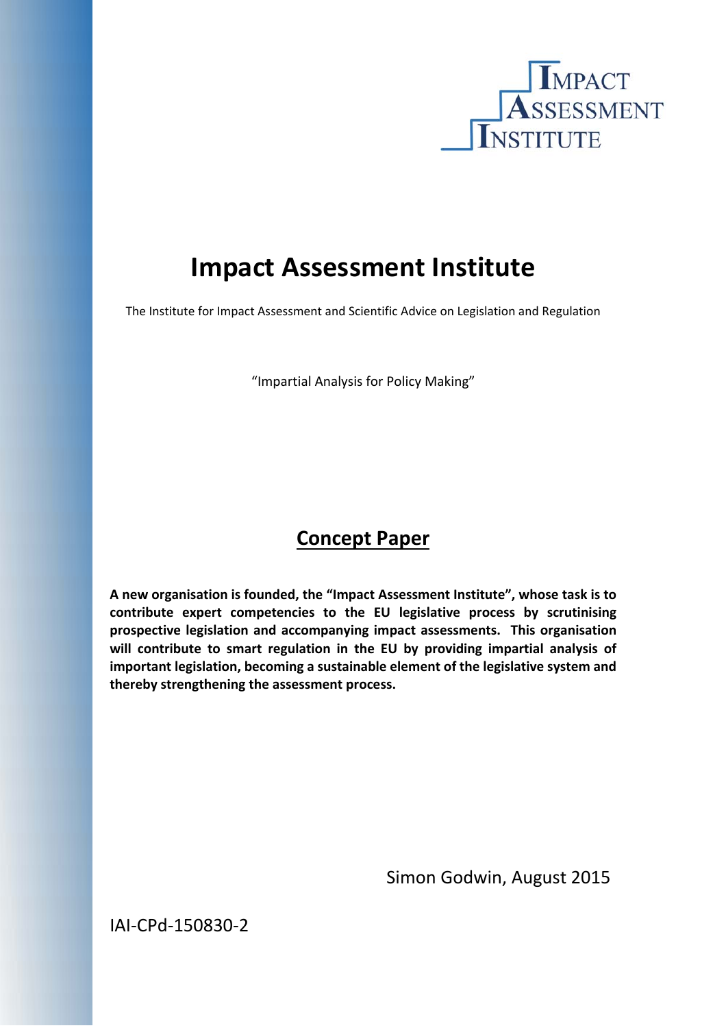IMPACT ASSESSMENT INSTITUTE

# Impact Assessment Institute

The Institute for Impact Assessment and Scientific Advice on Legislation and Regulation

"Impartial Analysis for Policy Making"

## Concept Paper

**A new organisation is founded, the "Impact Assessment Institute", whose task is to contribute expert competencies to the EU legislative process by scrutinising prospective legislation and accompanying impact assessments. This organisation will contribute to smart regulation in the EU by providing impartial analysis of important legislation, becoming a sustainable element of the legislative system and thereby strengthening the assessment process.**

Simon Godwin, August 2015

IAI-CPd-150830-2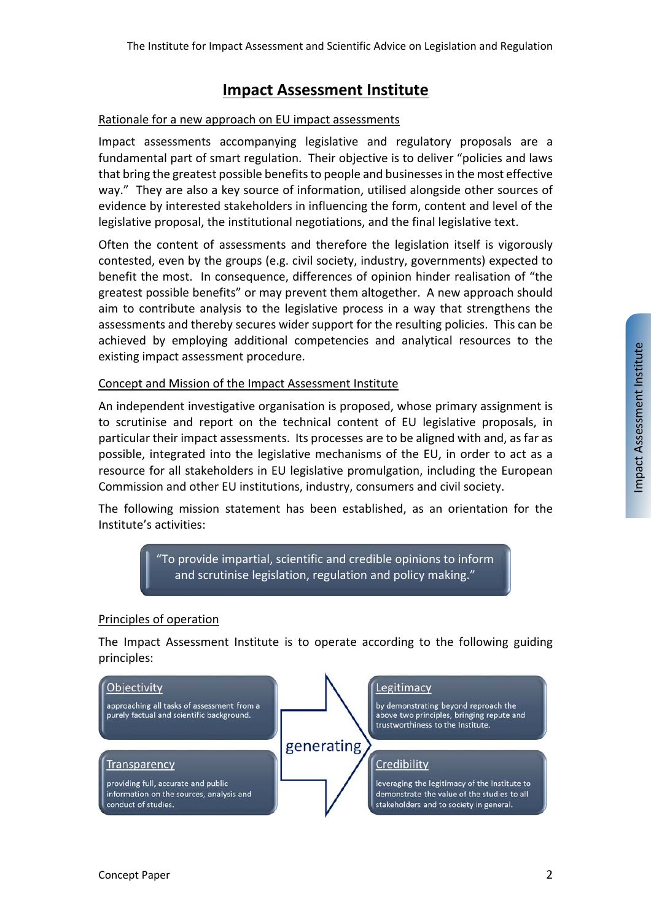# Impact Assessment Institute

## Rationale for a new approach on EU impact assessments

Impact assessments accompanying legislative and regulatory proposals are a fundamental part of smart regulation. Their objective is to deliver "policies and laws that bring the greatest possible benefits to people and businesses in the most effective way." They are also a key source of information, utilised alongside other sources of evidence by interested stakeholders in influencing the form, content and level of the legislative proposal, the institutional negotiations, and the final legislative text.

Often the content of assessments and therefore the legislation itself is vigorously contested, even by the groups (e.g. civil society, industry, governments) expected to benefit the most. In consequence, differences of opinion hinder realisation of "the greatest possible benefits" or may prevent them altogether. A new approach should aim to contribute analysis to the legislative process in a way that strengthens the assessments and thereby secures wider support for the resulting policies. This can be achieved by employing additional competencies and analytical resources to the existing impact assessment procedure.

## Concept and Mission of the Impact Assessment Institute

An independent investigative organisation is proposed, whose primary assignment is to scrutinise and report on the technical content of EU legislative proposals, in particular their impact assessments. Its processes are to be aligned with and, as far as possible, integrated into the legislative mechanisms of the EU, in order to act as a resource for all stakeholders in EU legislative promulgation, including the European Commission and other EU institutions, industry, consumers and civil society.

The following mission statement has been established, as an orientation for the Institute's activities:

> "To provide impartial, scientific and credible opinions to inform and scrutinise legislation, regulation and policy making."

## Principles of operation

The Impact Assessment Institute is to operate according to the following guiding principles:

**Objectivity**
approaching all tasks of assessment from a purely factual and scientific background.

**Transparency**
providing full, accurate and public information on the sources, analysis and conduct of studies.

*generating*

**Legitimacy**
by demonstrating beyond reproach the above two principles, bringing repute and trustworthiness to the Institute.

**Credibility**
leveraging the legitimacy of the Institute to demonstrate the value of the studies to all stakeholders and to society in general.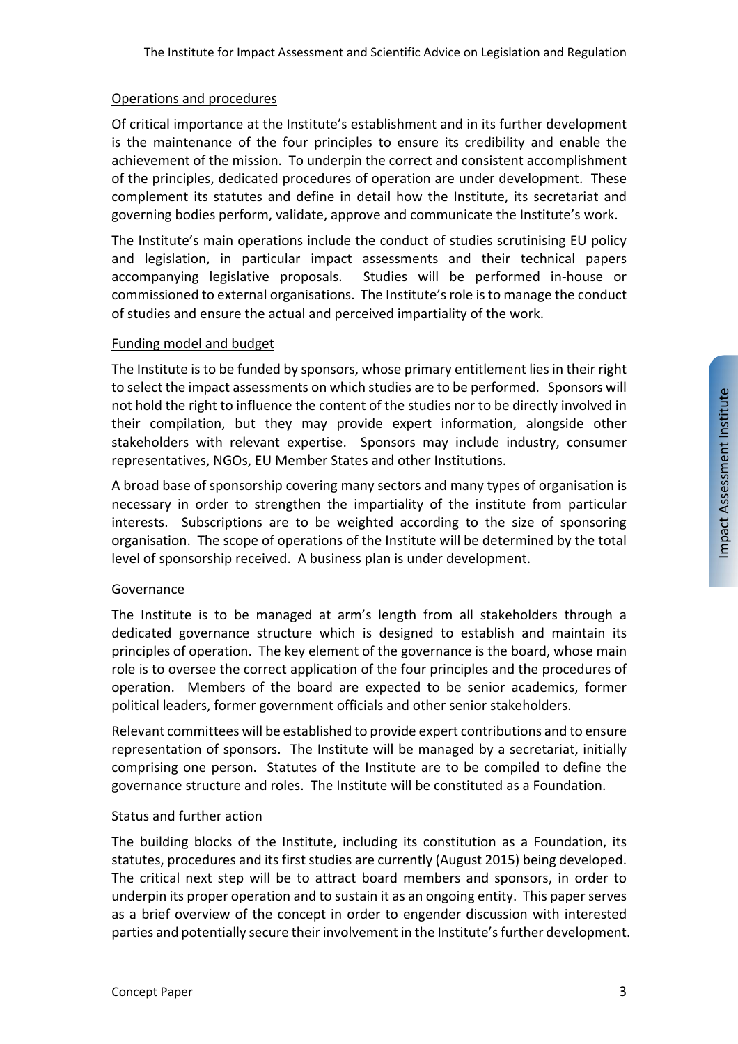## Operations and procedures

Of critical importance at the Institute's establishment and in its further development is the maintenance of the four principles to ensure its credibility and enable the achievement of the mission. To underpin the correct and consistent accomplishment of the principles, dedicated procedures of operation are under development. These complement its statutes and define in detail how the Institute, its secretariat and governing bodies perform, validate, approve and communicate the Institute's work.

The Institute's main operations include the conduct of studies scrutinising EU policy and legislation, in particular impact assessments and their technical papers accompanying legislative proposals. Studies will be performed in-house or commissioned to external organisations. The Institute's role is to manage the conduct of studies and ensure the actual and perceived impartiality of the work.

## Funding model and budget

The Institute is to be funded by sponsors, whose primary entitlement lies in their right to select the impact assessments on which studies are to be performed. Sponsors will not hold the right to influence the content of the studies nor to be directly involved in their compilation, but they may provide expert information, alongside other stakeholders with relevant expertise. Sponsors may include industry, consumer representatives, NGOs, EU Member States and other Institutions.

A broad base of sponsorship covering many sectors and many types of organisation is necessary in order to strengthen the impartiality of the institute from particular interests. Subscriptions are to be weighted according to the size of sponsoring organisation. The scope of operations of the Institute will be determined by the total level of sponsorship received. A business plan is under development.

## Governance

The Institute is to be managed at arm's length from all stakeholders through a dedicated governance structure which is designed to establish and maintain its principles of operation. The key element of the governance is the board, whose main role is to oversee the correct application of the four principles and the procedures of operation. Members of the board are expected to be senior academics, former political leaders, former government officials and other senior stakeholders.

Relevant committees will be established to provide expert contributions and to ensure representation of sponsors. The Institute will be managed by a secretariat, initially comprising one person. Statutes of the Institute are to be compiled to define the governance structure and roles. The Institute will be constituted as a Foundation.

## Status and further action

The building blocks of the Institute, including its constitution as a Foundation, its statutes, procedures and its first studies are currently (August 2015) being developed. The critical next step will be to attract board members and sponsors, in order to underpin its proper operation and to sustain it as an ongoing entity. This paper serves as a brief overview of the concept in order to engender discussion with interested parties and potentially secure their involvement in the Institute's further development.